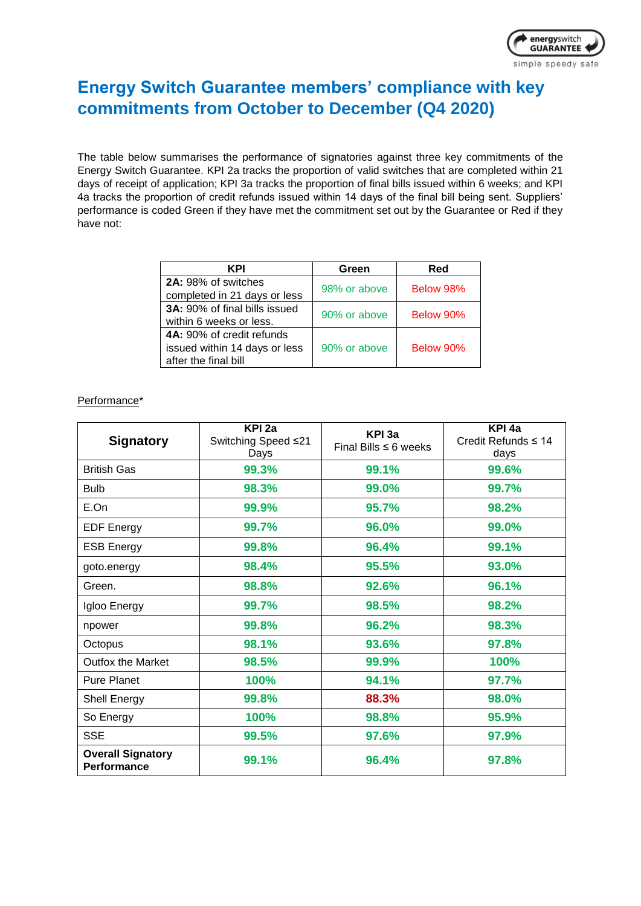# Energy Switch Guarantee members' compliance with key commitments from October to December (Q4 2020)

The table below summarises the performance of signatories against three key commitments of the Energy Switch Guarantee. KPI 2a tracks the proportion of valid switches that are completed within 21 days of receipt of application; KPI 3a tracks the proportion of final bills issued within 6 weeks; and KPI 4a tracks the proportion of credit refunds issued within 14 days of the final bill being sent. Suppliers' performance is coded Green if they have met the commitment set out by the Guarantee or Red if they have not:

| KPI | Green | Red |
| --- | --- | --- |
| **2A:** 98% of switches completed in 21 days or less | 98% or above | Below 98% |
| **3A:** 90% of final bills issued within 6 weeks or less. | 90% or above | Below 90% |
| **4A:** 90% of credit refunds issued within 14 days or less after the final bill | 90% or above | Below 90% |

Performance*

| Signatory | KPI 2a Switching Speed ≤21 Days | KPI 3a Final Bills ≤ 6 weeks | KPI 4a Credit Refunds ≤ 14 days |
| --- | --- | --- | --- |
| British Gas | **99.3%** | **99.1%** | **99.6%** |
| Bulb | **98.3%** | **99.0%** | **99.7%** |
| E.On | **99.9%** | **95.7%** | **98.2%** |
| EDF Energy | **99.7%** | **96.0%** | **99.0%** |
| ESB Energy | **99.8%** | **96.4%** | **99.1%** |
| goto.energy | **98.4%** | **95.5%** | **93.0%** |
| Green. | **98.8%** | **92.6%** | **96.1%** |
| Igloo Energy | **99.7%** | **98.5%** | **98.2%** |
| npower | **99.8%** | **96.2%** | **98.3%** |
| Octopus | **98.1%** | **93.6%** | **97.8%** |
| Outfox the Market | **98.5%** | **99.9%** | **100%** |
| Pure Planet | **100%** | **94.1%** | **97.7%** |
| Shell Energy | **99.8%** | **88.3%** | **98.0%** |
| So Energy | **100%** | **98.8%** | **95.9%** |
| SSE | **99.5%** | **97.6%** | **97.9%** |
| **Overall Signatory Performance** | **99.1%** | **96.4%** | **97.8%** |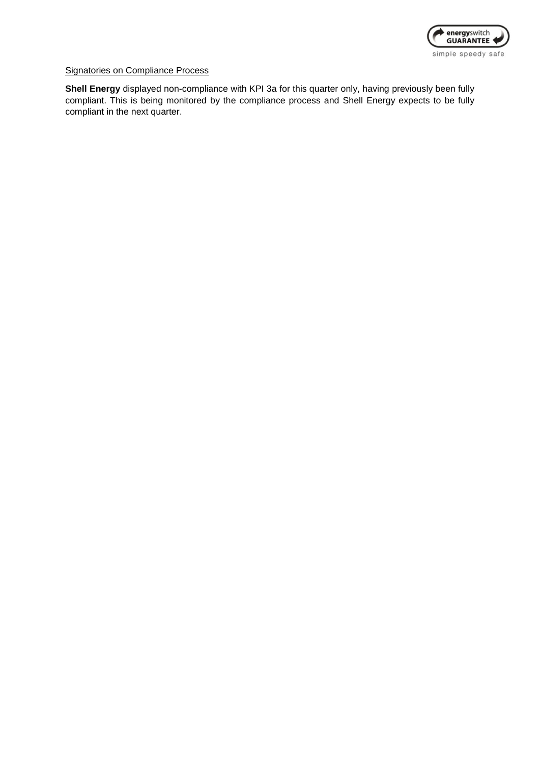Signatories on Compliance Process

**Shell Energy** displayed non-compliance with KPI 3a for this quarter only, having previously been fully compliant. This is being monitored by the compliance process and Shell Energy expects to be fully compliant in the next quarter.